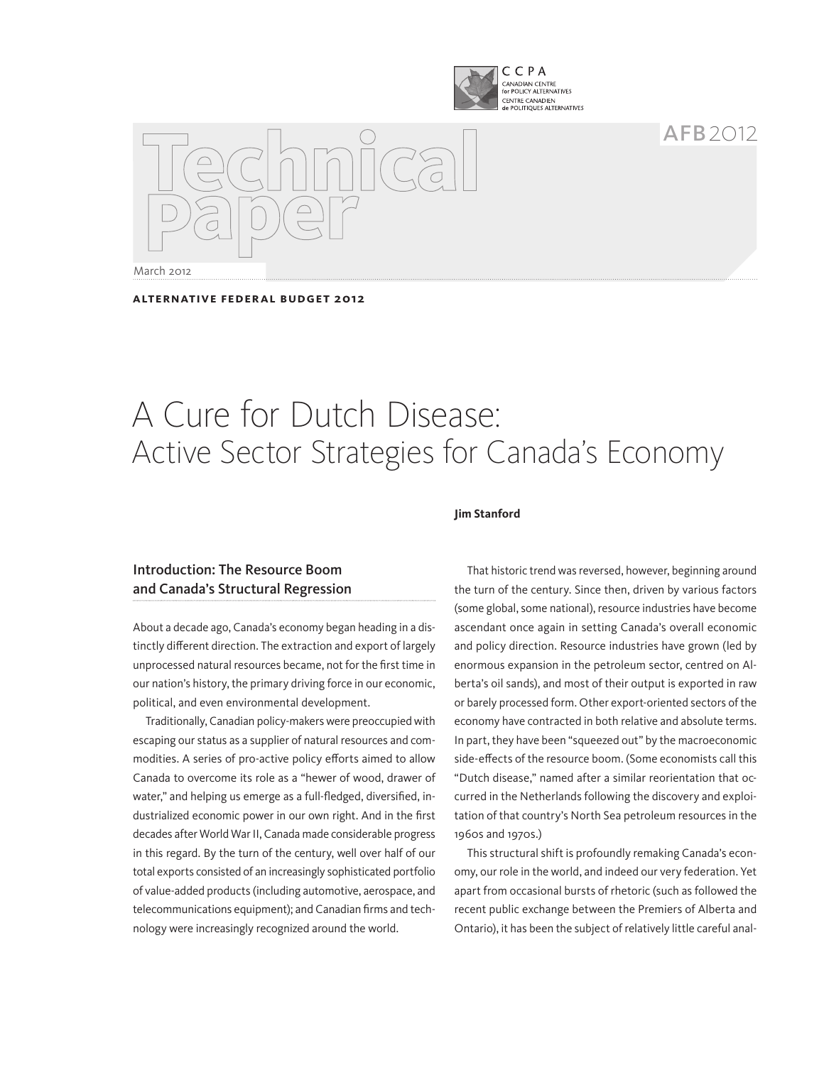CCPA
CANADIAN CENTRE for POLICY ALTERNATIVES
CENTRE CANADIEN de POLITIQUES ALTERNATIVES

AFB 2012

Technical Paper

March 2012

**ALTERNATIVE FEDERAL BUDGET 2012**

# A Cure for Dutch Disease: Active Sector Strategies for Canada's Economy

**Jim Stanford**

## Introduction: The Resource Boom and Canada's Structural Regression

About a decade ago, Canada's economy began heading in a distinctly different direction. The extraction and export of largely unprocessed natural resources became, not for the first time in our nation's history, the primary driving force in our economic, political, and even environmental development.

Traditionally, Canadian policy-makers were preoccupied with escaping our status as a supplier of natural resources and commodities. A series of pro-active policy efforts aimed to allow Canada to overcome its role as a "hewer of wood, drawer of water," and helping us emerge as a full-fledged, diversified, industrialized economic power in our own right. And in the first decades after World War II, Canada made considerable progress in this regard. By the turn of the century, well over half of our total exports consisted of an increasingly sophisticated portfolio of value-added products (including automotive, aerospace, and telecommunications equipment); and Canadian firms and technology were increasingly recognized around the world.

That historic trend was reversed, however, beginning around the turn of the century. Since then, driven by various factors (some global, some national), resource industries have become ascendant once again in setting Canada's overall economic and policy direction. Resource industries have grown (led by enormous expansion in the petroleum sector, centred on Alberta's oil sands), and most of their output is exported in raw or barely processed form. Other export-oriented sectors of the economy have contracted in both relative and absolute terms. In part, they have been "squeezed out" by the macroeconomic side-effects of the resource boom. (Some economists call this "Dutch disease," named after a similar reorientation that occurred in the Netherlands following the discovery and exploitation of that country's North Sea petroleum resources in the 1960s and 1970s.)

This structural shift is profoundly remaking Canada's economy, our role in the world, and indeed our very federation. Yet apart from occasional bursts of rhetoric (such as followed the recent public exchange between the Premiers of Alberta and Ontario), it has been the subject of relatively little careful anal-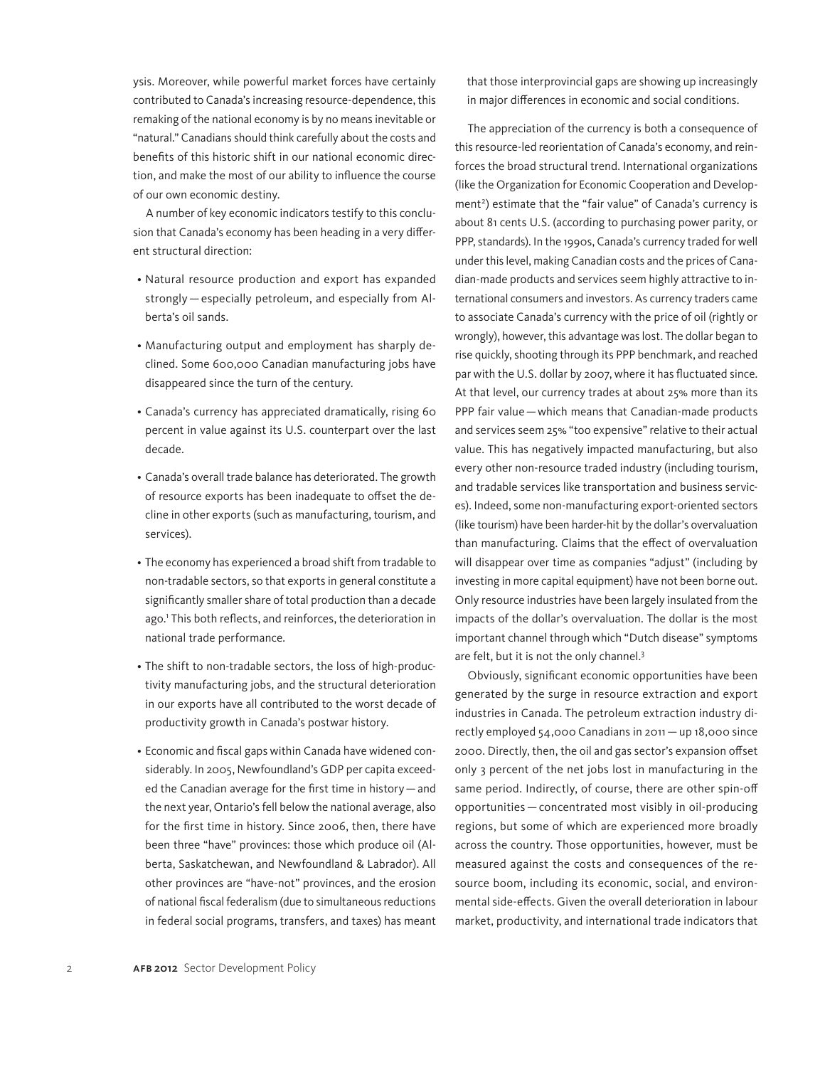ysis. Moreover, while powerful market forces have certainly contributed to Canada's increasing resource-dependence, this remaking of the national economy is by no means inevitable or "natural." Canadians should think carefully about the costs and benefits of this historic shift in our national economic direction, and make the most of our ability to influence the course of our own economic destiny.

A number of key economic indicators testify to this conclusion that Canada's economy has been heading in a very different structural direction:

- Natural resource production and export has expanded strongly — especially petroleum, and especially from Alberta's oil sands.
- Manufacturing output and employment has sharply declined. Some 600,000 Canadian manufacturing jobs have disappeared since the turn of the century.
- Canada's currency has appreciated dramatically, rising 60 percent in value against its U.S. counterpart over the last decade.
- Canada's overall trade balance has deteriorated. The growth of resource exports has been inadequate to offset the decline in other exports (such as manufacturing, tourism, and services).
- The economy has experienced a broad shift from tradable to non-tradable sectors, so that exports in general constitute a significantly smaller share of total production than a decade ago.[1] This both reflects, and reinforces, the deterioration in national trade performance.
- The shift to non-tradable sectors, the loss of high-productivity manufacturing jobs, and the structural deterioration in our exports have all contributed to the worst decade of productivity growth in Canada's postwar history.
- Economic and fiscal gaps within Canada have widened considerably. In 2005, Newfoundland's GDP per capita exceeded the Canadian average for the first time in history — and the next year, Ontario's fell below the national average, also for the first time in history. Since 2006, then, there have been three "have" provinces: those which produce oil (Alberta, Saskatchewan, and Newfoundland & Labrador). All other provinces are "have-not" provinces, and the erosion of national fiscal federalism (due to simultaneous reductions in federal social programs, transfers, and taxes) has meant that those interprovincial gaps are showing up increasingly in major differences in economic and social conditions.

The appreciation of the currency is both a consequence of this resource-led reorientation of Canada's economy, and reinforces the broad structural trend. International organizations (like the Organization for Economic Cooperation and Development[2]) estimate that the "fair value" of Canada's currency is about 81 cents U.S. (according to purchasing power parity, or PPP, standards). In the 1990s, Canada's currency traded for well under this level, making Canadian costs and the prices of Canadian-made products and services seem highly attractive to international consumers and investors. As currency traders came to associate Canada's currency with the price of oil (rightly or wrongly), however, this advantage was lost. The dollar began to rise quickly, shooting through its PPP benchmark, and reached par with the U.S. dollar by 2007, where it has fluctuated since. At that level, our currency trades at about 25% more than its PPP fair value — which means that Canadian-made products and services seem 25% "too expensive" relative to their actual value. This has negatively impacted manufacturing, but also every other non-resource traded industry (including tourism, and tradable services like transportation and business services). Indeed, some non-manufacturing export-oriented sectors (like tourism) have been harder-hit by the dollar's overvaluation than manufacturing. Claims that the effect of overvaluation will disappear over time as companies "adjust" (including by investing in more capital equipment) have not been borne out. Only resource industries have been largely insulated from the impacts of the dollar's overvaluation. The dollar is the most important channel through which "Dutch disease" symptoms are felt, but it is not the only channel.[3]

Obviously, significant economic opportunities have been generated by the surge in resource extraction and export industries in Canada. The petroleum extraction industry directly employed 54,000 Canadians in 2011 — up 18,000 since 2000. Directly, then, the oil and gas sector's expansion offset only 3 percent of the net jobs lost in manufacturing in the same period. Indirectly, of course, there are other spin-off opportunities — concentrated most visibly in oil-producing regions, but some of which are experienced more broadly across the country. Those opportunities, however, must be measured against the costs and consequences of the resource boom, including its economic, social, and environmental side-effects. Given the overall deterioration in labour market, productivity, and international trade indicators that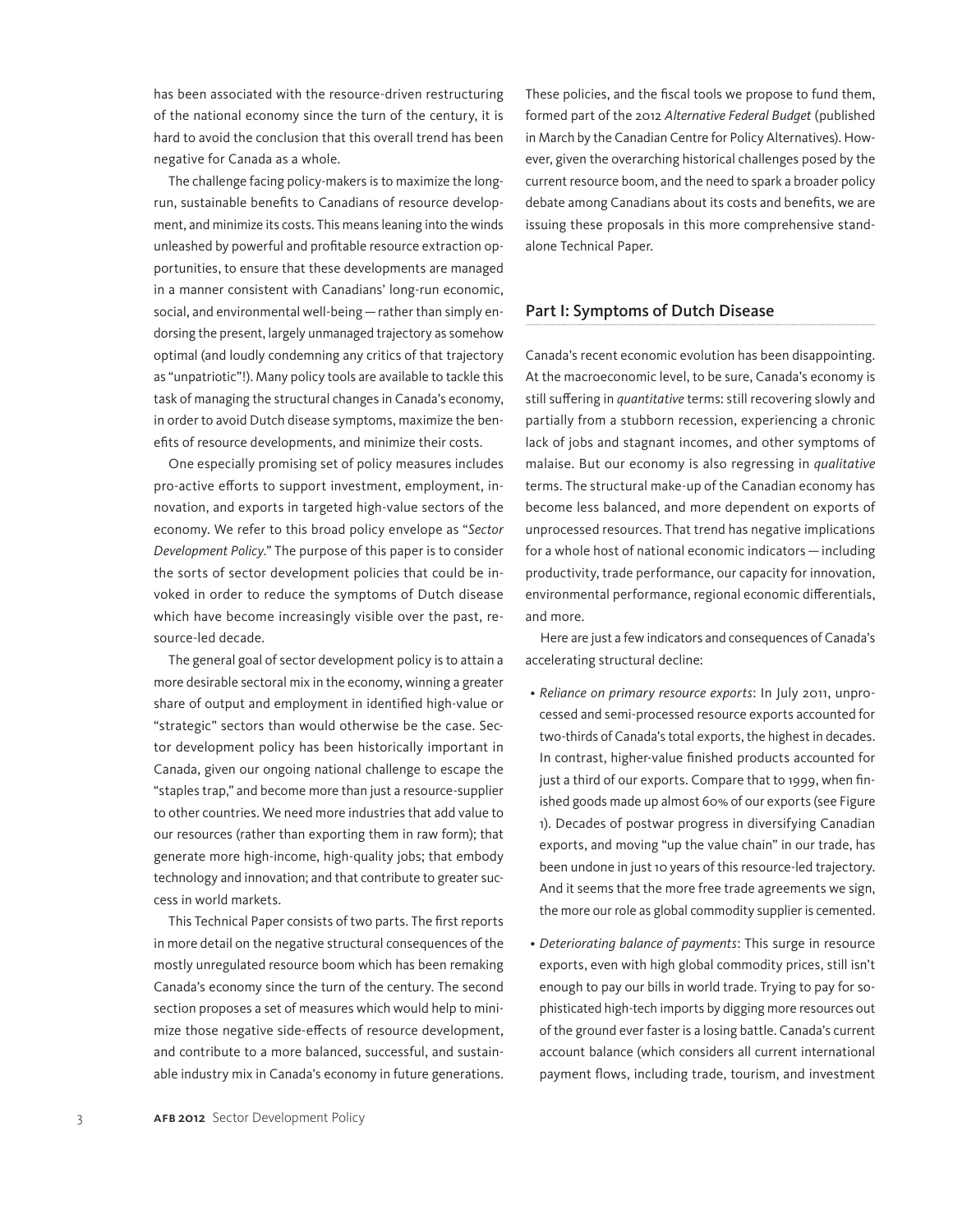has been associated with the resource-driven restructuring of the national economy since the turn of the century, it is hard to avoid the conclusion that this overall trend has been negative for Canada as a whole.

The challenge facing policy-makers is to maximize the long-run, sustainable benefits to Canadians of resource development, and minimize its costs. This means leaning into the winds unleashed by powerful and profitable resource extraction opportunities, to ensure that these developments are managed in a manner consistent with Canadians' long-run economic, social, and environmental well-being — rather than simply endorsing the present, largely unmanaged trajectory as somehow optimal (and loudly condemning any critics of that trajectory as "unpatriotic"!). Many policy tools are available to tackle this task of managing the structural changes in Canada's economy, in order to avoid Dutch disease symptoms, maximize the benefits of resource developments, and minimize their costs.

One especially promising set of policy measures includes pro-active efforts to support investment, employment, innovation, and exports in targeted high-value sectors of the economy. We refer to this broad policy envelope as "*Sector Development Policy*." The purpose of this paper is to consider the sorts of sector development policies that could be invoked in order to reduce the symptoms of Dutch disease which have become increasingly visible over the past, resource-led decade.

The general goal of sector development policy is to attain a more desirable sectoral mix in the economy, winning a greater share of output and employment in identified high-value or "strategic" sectors than would otherwise be the case. Sector development policy has been historically important in Canada, given our ongoing national challenge to escape the "staples trap," and become more than just a resource-supplier to other countries. We need more industries that add value to our resources (rather than exporting them in raw form); that generate more high-income, high-quality jobs; that embody technology and innovation; and that contribute to greater success in world markets.

This Technical Paper consists of two parts. The first reports in more detail on the negative structural consequences of the mostly unregulated resource boom which has been remaking Canada's economy since the turn of the century. The second section proposes a set of measures which would help to minimize those negative side-effects of resource development, and contribute to a more balanced, successful, and sustainable industry mix in Canada's economy in future generations.

These policies, and the fiscal tools we propose to fund them, formed part of the 2012 *Alternative Federal Budget* (published in March by the Canadian Centre for Policy Alternatives). However, given the overarching historical challenges posed by the current resource boom, and the need to spark a broader policy debate among Canadians about its costs and benefits, we are issuing these proposals in this more comprehensive stand-alone Technical Paper.

## Part I: Symptoms of Dutch Disease

Canada's recent economic evolution has been disappointing. At the macroeconomic level, to be sure, Canada's economy is still suffering in *quantitative* terms: still recovering slowly and partially from a stubborn recession, experiencing a chronic lack of jobs and stagnant incomes, and other symptoms of malaise. But our economy is also regressing in *qualitative* terms. The structural make-up of the Canadian economy has become less balanced, and more dependent on exports of unprocessed resources. That trend has negative implications for a whole host of national economic indicators — including productivity, trade performance, our capacity for innovation, environmental performance, regional economic differentials, and more.

Here are just a few indicators and consequences of Canada's accelerating structural decline:

- *Reliance on primary resource exports*: In July 2011, unprocessed and semi-processed resource exports accounted for two-thirds of Canada's total exports, the highest in decades. In contrast, higher-value finished products accounted for just a third of our exports. Compare that to 1999, when finished goods made up almost 60% of our exports (see Figure 1). Decades of postwar progress in diversifying Canadian exports, and moving "up the value chain" in our trade, has been undone in just 10 years of this resource-led trajectory. And it seems that the more free trade agreements we sign, the more our role as global commodity supplier is cemented.
- *Deteriorating balance of payments*: This surge in resource exports, even with high global commodity prices, still isn't enough to pay our bills in world trade. Trying to pay for sophisticated high-tech imports by digging more resources out of the ground ever faster is a losing battle. Canada's current account balance (which considers all current international payment flows, including trade, tourism, and investment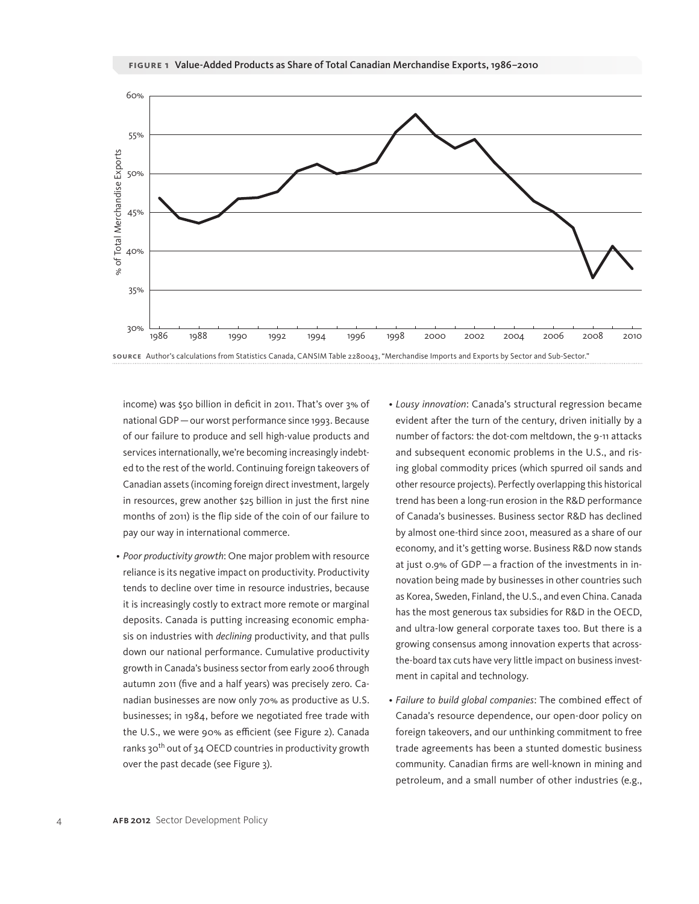**FIGURE 1** Value-Added Products as Share of Total Canadian Merchandise Exports, 1986–2010

**SOURCE** Author's calculations from Statistics Canada, CANSIM Table 2280043, "Merchandise Imports and Exports by Sector and Sub-Sector."

income) was $50 billion in deficit in 2011. That's over 3% of national GDP — our worst performance since 1993. Because of our failure to produce and sell high-value products and services internationally, we're becoming increasingly indebted to the rest of the world. Continuing foreign takeovers of Canadian assets (incoming foreign direct investment, largely in resources, grew another $25 billion in just the first nine months of 2011) is the flip side of the coin of our failure to pay our way in international commerce.

- *Poor productivity growth*: One major problem with resource reliance is its negative impact on productivity. Productivity tends to decline over time in resource industries, because it is increasingly costly to extract more remote or marginal deposits. Canada is putting increasing economic emphasis on industries with *declining* productivity, and that pulls down our national performance. Cumulative productivity growth in Canada's business sector from early 2006 through autumn 2011 (five and a half years) was precisely zero. Canadian businesses are now only 70% as productive as U.S. businesses; in 1984, before we negotiated free trade with the U.S., we were 90% as efficient (see Figure 2). Canada ranks 30th out of 34 OECD countries in productivity growth over the past decade (see Figure 3).

- *Lousy innovation*: Canada's structural regression became evident after the turn of the century, driven initially by a number of factors: the dot-com meltdown, the 9-11 attacks and subsequent economic problems in the U.S., and rising global commodity prices (which spurred oil sands and other resource projects). Perfectly overlapping this historical trend has been a long-run erosion in the R&D performance of Canada's businesses. Business sector R&D has declined by almost one-third since 2001, measured as a share of our economy, and it's getting worse. Business R&D now stands at just 0.9% of GDP — a fraction of the investments in innovation being made by businesses in other countries such as Korea, Sweden, Finland, the U.S., and even China. Canada has the most generous tax subsidies for R&D in the OECD, and ultra-low general corporate taxes too. But there is a growing consensus among innovation experts that across-the-board tax cuts have very little impact on business investment in capital and technology.

- *Failure to build global companies*: The combined effect of Canada's resource dependence, our open-door policy on foreign takeovers, and our unthinking commitment to free trade agreements has been a stunted domestic business community. Canadian firms are well-known in mining and petroleum, and a small number of other industries (e.g.,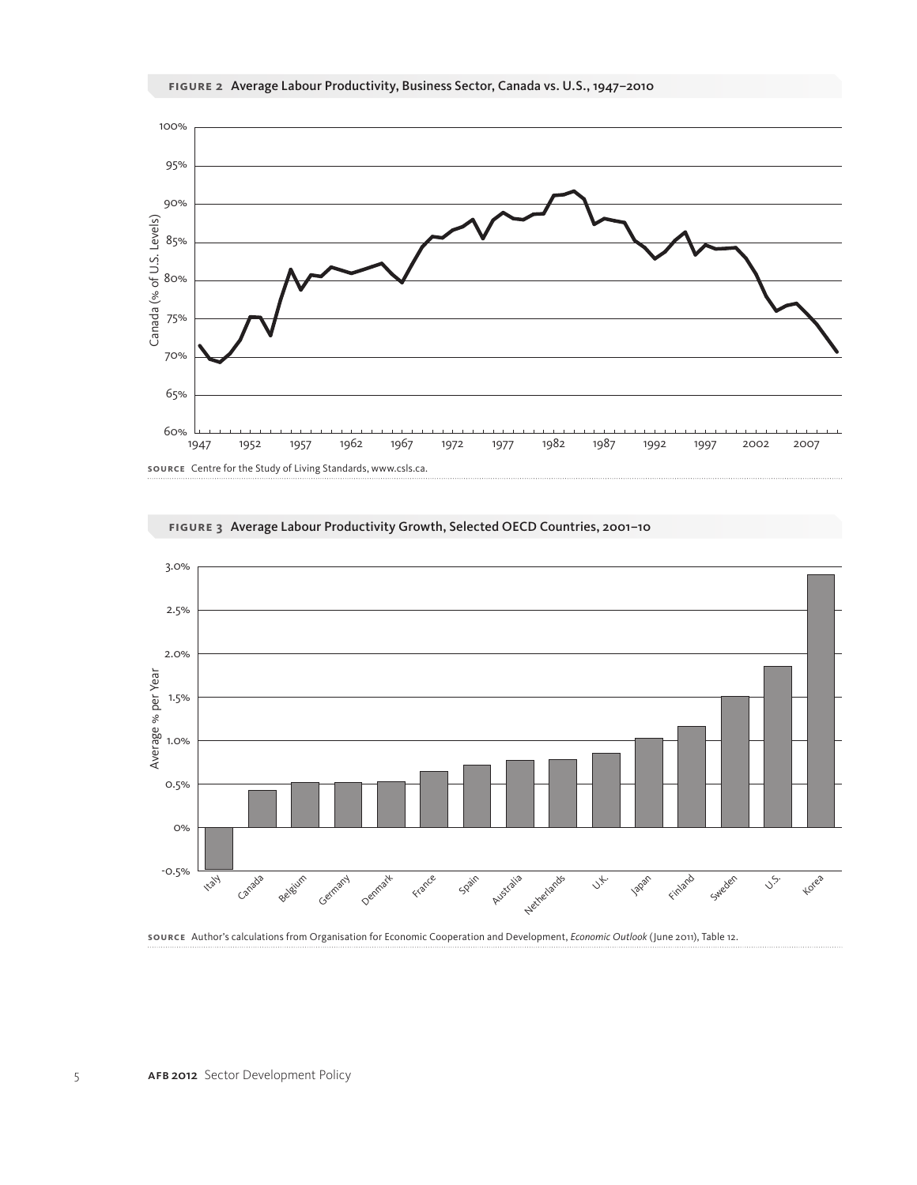**FIGURE 2** Average Labour Productivity, Business Sector, Canada vs. U.S., 1947–2010

**SOURCE** Centre for the Study of Living Standards, www.csls.ca.

**FIGURE 3** Average Labour Productivity Growth, Selected OECD Countries, 2001–10

**SOURCE** Author's calculations from Organisation for Economic Cooperation and Development, *Economic Outlook* (June 2011), Table 12.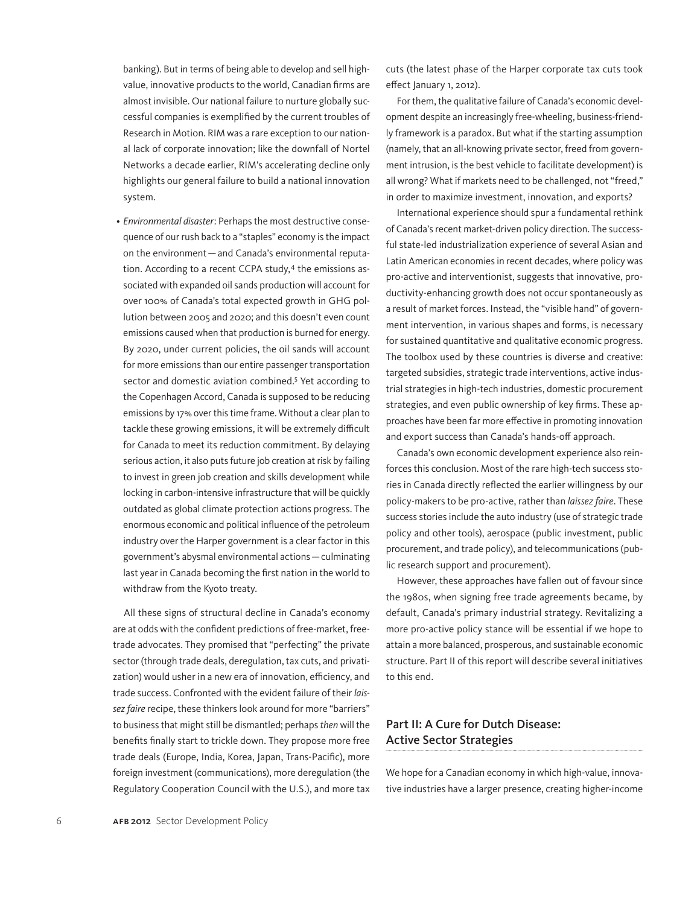banking). But in terms of being able to develop and sell high-value, innovative products to the world, Canadian firms are almost invisible. Our national failure to nurture globally successful companies is exemplified by the current troubles of Research in Motion. RIM was a rare exception to our national lack of corporate innovation; like the downfall of Nortel Networks a decade earlier, RIM's accelerating decline only highlights our general failure to build a national innovation system.

- *Environmental disaster*: Perhaps the most destructive consequence of our rush back to a "staples" economy is the impact on the environment — and Canada's environmental reputation. According to a recent CCPA study,[4] the emissions associated with expanded oil sands production will account for over 100% of Canada's total expected growth in GHG pollution between 2005 and 2020; and this doesn't even count emissions caused when that production is burned for energy. By 2020, under current policies, the oil sands will account for more emissions than our entire passenger transportation sector and domestic aviation combined.[5] Yet according to the Copenhagen Accord, Canada is supposed to be reducing emissions by 17% over this time frame. Without a clear plan to tackle these growing emissions, it will be extremely difficult for Canada to meet its reduction commitment. By delaying serious action, it also puts future job creation at risk by failing to invest in green job creation and skills development while locking in carbon-intensive infrastructure that will be quickly outdated as global climate protection actions progress. The enormous economic and political influence of the petroleum industry over the Harper government is a clear factor in this government's abysmal environmental actions — culminating last year in Canada becoming the first nation in the world to withdraw from the Kyoto treaty.

All these signs of structural decline in Canada's economy are at odds with the confident predictions of free-market, free-trade advocates. They promised that "perfecting" the private sector (through trade deals, deregulation, tax cuts, and privatization) would usher in a new era of innovation, efficiency, and trade success. Confronted with the evident failure of their *laissez faire* recipe, these thinkers look around for more "barriers" to business that might still be dismantled; perhaps *then* will the benefits finally start to trickle down. They propose more free trade deals (Europe, India, Korea, Japan, Trans-Pacific), more foreign investment (communications), more deregulation (the Regulatory Cooperation Council with the U.S.), and more tax cuts (the latest phase of the Harper corporate tax cuts took effect January 1, 2012).

For them, the qualitative failure of Canada's economic development despite an increasingly free-wheeling, business-friendly framework is a paradox. But what if the starting assumption (namely, that an all-knowing private sector, freed from government intrusion, is the best vehicle to facilitate development) is all wrong? What if markets need to be challenged, not "freed," in order to maximize investment, innovation, and exports?

International experience should spur a fundamental rethink of Canada's recent market-driven policy direction. The successful state-led industrialization experience of several Asian and Latin American economies in recent decades, where policy was pro-active and interventionist, suggests that innovative, productivity-enhancing growth does not occur spontaneously as a result of market forces. Instead, the "visible hand" of government intervention, in various shapes and forms, is necessary for sustained quantitative and qualitative economic progress. The toolbox used by these countries is diverse and creative: targeted subsidies, strategic trade interventions, active industrial strategies in high-tech industries, domestic procurement strategies, and even public ownership of key firms. These approaches have been far more effective in promoting innovation and export success than Canada's hands-off approach.

Canada's own economic development experience also reinforces this conclusion. Most of the rare high-tech success stories in Canada directly reflected the earlier willingness by our policy-makers to be pro-active, rather than *laissez faire*. These success stories include the auto industry (use of strategic trade policy and other tools), aerospace (public investment, public procurement, and trade policy), and telecommunications (public research support and procurement).

However, these approaches have fallen out of favour since the 1980s, when signing free trade agreements became, by default, Canada's primary industrial strategy. Revitalizing a more pro-active policy stance will be essential if we hope to attain a more balanced, prosperous, and sustainable economic structure. Part II of this report will describe several initiatives to this end.

## Part II: A Cure for Dutch Disease: Active Sector Strategies

We hope for a Canadian economy in which high-value, innovative industries have a larger presence, creating higher-income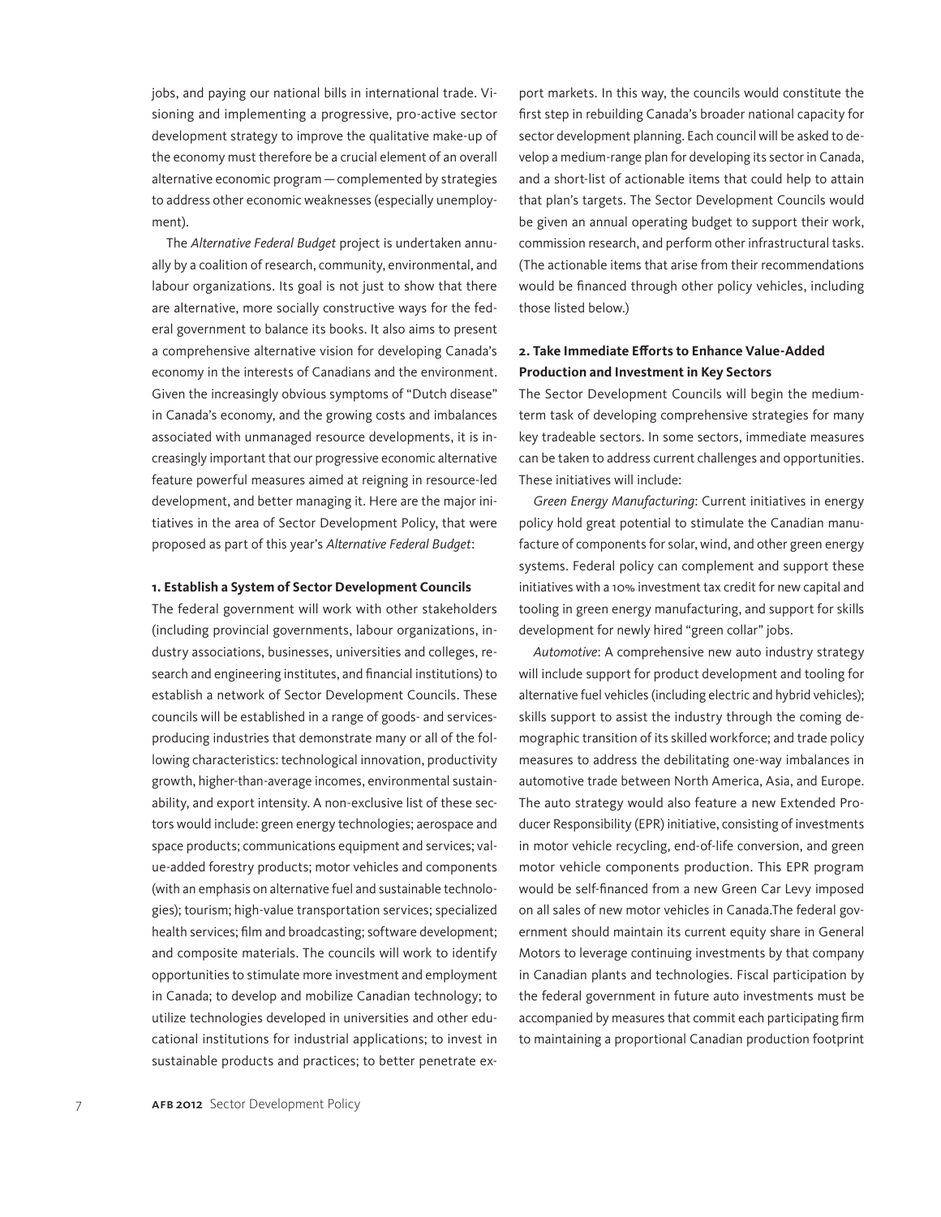jobs, and paying our national bills in international trade. Visioning and implementing a progressive, pro-active sector development strategy to improve the qualitative make-up of the economy must therefore be a crucial element of an overall alternative economic program — complemented by strategies to address other economic weaknesses (especially unemployment).

The *Alternative Federal Budget* project is undertaken annually by a coalition of research, community, environmental, and labour organizations. Its goal is not just to show that there are alternative, more socially constructive ways for the federal government to balance its books. It also aims to present a comprehensive alternative vision for developing Canada's economy in the interests of Canadians and the environment. Given the increasingly obvious symptoms of "Dutch disease" in Canada's economy, and the growing costs and imbalances associated with unmanaged resource developments, it is increasingly important that our progressive economic alternative feature powerful measures aimed at reigning in resource-led development, and better managing it. Here are the major initiatives in the area of Sector Development Policy, that were proposed as part of this year's *Alternative Federal Budget*:

**1. Establish a System of Sector Development Councils**

The federal government will work with other stakeholders (including provincial governments, labour organizations, industry associations, businesses, universities and colleges, research and engineering institutes, and financial institutions) to establish a network of Sector Development Councils. These councils will be established in a range of goods- and services-producing industries that demonstrate many or all of the following characteristics: technological innovation, productivity growth, higher-than-average incomes, environmental sustainability, and export intensity. A non-exclusive list of these sectors would include: green energy technologies; aerospace and space products; communications equipment and services; value-added forestry products; motor vehicles and components (with an emphasis on alternative fuel and sustainable technologies); tourism; high-value transportation services; specialized health services; film and broadcasting; software development; and composite materials. The councils will work to identify opportunities to stimulate more investment and employment in Canada; to develop and mobilize Canadian technology; to utilize technologies developed in universities and other educational institutions for industrial applications; to invest in sustainable products and practices; to better penetrate export markets. In this way, the councils would constitute the first step in rebuilding Canada's broader national capacity for sector development planning. Each council will be asked to develop a medium-range plan for developing its sector in Canada, and a short-list of actionable items that could help to attain that plan's targets. The Sector Development Councils would be given an annual operating budget to support their work, commission research, and perform other infrastructural tasks. (The actionable items that arise from their recommendations would be financed through other policy vehicles, including those listed below.)

**2. Take Immediate Efforts to Enhance Value-Added Production and Investment in Key Sectors**

The Sector Development Councils will begin the medium-term task of developing comprehensive strategies for many key tradeable sectors. In some sectors, immediate measures can be taken to address current challenges and opportunities. These initiatives will include:

*Green Energy Manufacturing*: Current initiatives in energy policy hold great potential to stimulate the Canadian manufacture of components for solar, wind, and other green energy systems. Federal policy can complement and support these initiatives with a 10% investment tax credit for new capital and tooling in green energy manufacturing, and support for skills development for newly hired "green collar" jobs.

*Automotive*: A comprehensive new auto industry strategy will include support for product development and tooling for alternative fuel vehicles (including electric and hybrid vehicles); skills support to assist the industry through the coming demographic transition of its skilled workforce; and trade policy measures to address the debilitating one-way imbalances in automotive trade between North America, Asia, and Europe. The auto strategy would also feature a new Extended Producer Responsibility (EPR) initiative, consisting of investments in motor vehicle recycling, end-of-life conversion, and green motor vehicle components production. This EPR program would be self-financed from a new Green Car Levy imposed on all sales of new motor vehicles in Canada.The federal government should maintain its current equity share in General Motors to leverage continuing investments by that company in Canadian plants and technologies. Fiscal participation by the federal government in future auto investments must be accompanied by measures that commit each participating firm to maintaining a proportional Canadian production footprint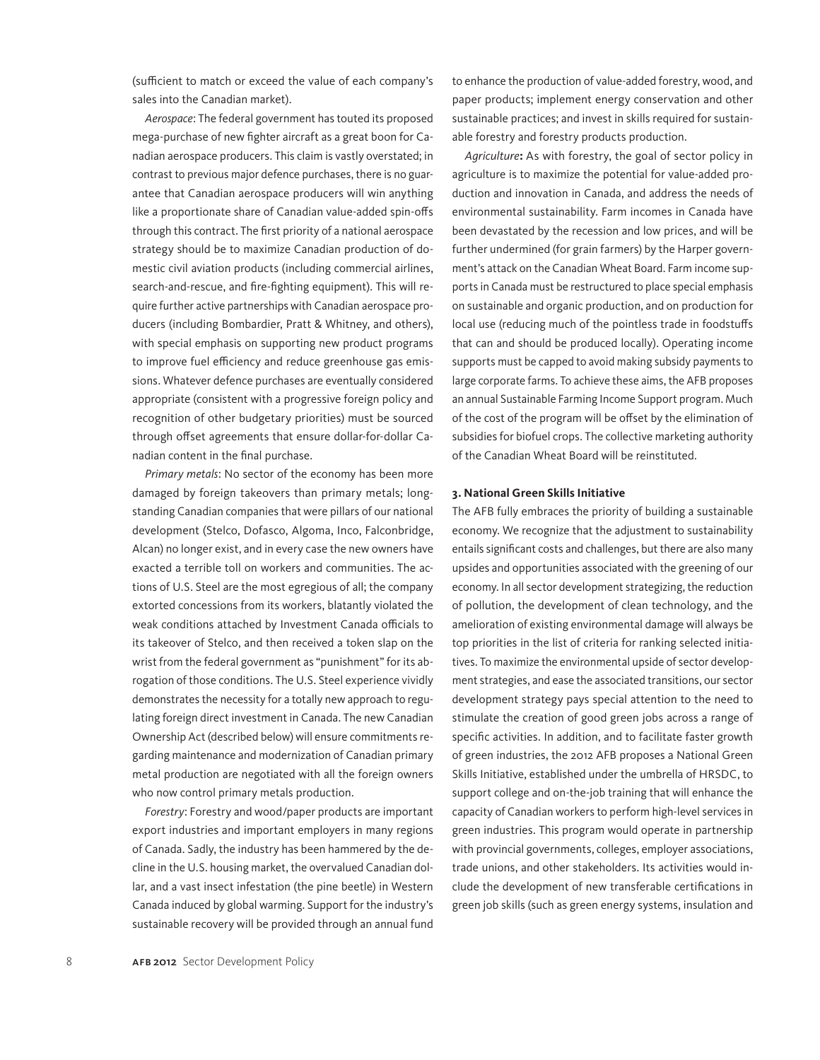(sufficient to match or exceed the value of each company's sales into the Canadian market).

*Aerospace*: The federal government has touted its proposed mega-purchase of new fighter aircraft as a great boon for Canadian aerospace producers. This claim is vastly overstated; in contrast to previous major defence purchases, there is no guarantee that Canadian aerospace producers will win anything like a proportionate share of Canadian value-added spin-offs through this contract. The first priority of a national aerospace strategy should be to maximize Canadian production of domestic civil aviation products (including commercial airlines, search-and-rescue, and fire-fighting equipment). This will require further active partnerships with Canadian aerospace producers (including Bombardier, Pratt & Whitney, and others), with special emphasis on supporting new product programs to improve fuel efficiency and reduce greenhouse gas emissions. Whatever defence purchases are eventually considered appropriate (consistent with a progressive foreign policy and recognition of other budgetary priorities) must be sourced through offset agreements that ensure dollar-for-dollar Canadian content in the final purchase.

*Primary metals*: No sector of the economy has been more damaged by foreign takeovers than primary metals; longstanding Canadian companies that were pillars of our national development (Stelco, Dofasco, Algoma, Inco, Falconbridge, Alcan) no longer exist, and in every case the new owners have exacted a terrible toll on workers and communities. The actions of U.S. Steel are the most egregious of all; the company extorted concessions from its workers, blatantly violated the weak conditions attached by Investment Canada officials to its takeover of Stelco, and then received a token slap on the wrist from the federal government as "punishment" for its abrogation of those conditions. The U.S. Steel experience vividly demonstrates the necessity for a totally new approach to regulating foreign direct investment in Canada. The new Canadian Ownership Act (described below) will ensure commitments regarding maintenance and modernization of Canadian primary metal production are negotiated with all the foreign owners who now control primary metals production.

*Forestry*: Forestry and wood/paper products are important export industries and important employers in many regions of Canada. Sadly, the industry has been hammered by the decline in the U.S. housing market, the overvalued Canadian dollar, and a vast insect infestation (the pine beetle) in Western Canada induced by global warming. Support for the industry's sustainable recovery will be provided through an annual fund to enhance the production of value-added forestry, wood, and paper products; implement energy conservation and other sustainable practices; and invest in skills required for sustainable forestry and forestry products production.

*Agriculture*: As with forestry, the goal of sector policy in agriculture is to maximize the potential for value-added production and innovation in Canada, and address the needs of environmental sustainability. Farm incomes in Canada have been devastated by the recession and low prices, and will be further undermined (for grain farmers) by the Harper government's attack on the Canadian Wheat Board. Farm income supports in Canada must be restructured to place special emphasis on sustainable and organic production, and on production for local use (reducing much of the pointless trade in foodstuffs that can and should be produced locally). Operating income supports must be capped to avoid making subsidy payments to large corporate farms. To achieve these aims, the AFB proposes an annual Sustainable Farming Income Support program. Much of the cost of the program will be offset by the elimination of subsidies for biofuel crops. The collective marketing authority of the Canadian Wheat Board will be reinstituted.

### 3. National Green Skills Initiative

The AFB fully embraces the priority of building a sustainable economy. We recognize that the adjustment to sustainability entails significant costs and challenges, but there are also many upsides and opportunities associated with the greening of our economy. In all sector development strategizing, the reduction of pollution, the development of clean technology, and the amelioration of existing environmental damage will always be top priorities in the list of criteria for ranking selected initiatives. To maximize the environmental upside of sector development strategies, and ease the associated transitions, our sector development strategy pays special attention to the need to stimulate the creation of good green jobs across a range of specific activities. In addition, and to facilitate faster growth of green industries, the 2012 AFB proposes a National Green Skills Initiative, established under the umbrella of HRSDC, to support college and on-the-job training that will enhance the capacity of Canadian workers to perform high-level services in green industries. This program would operate in partnership with provincial governments, colleges, employer associations, trade unions, and other stakeholders. Its activities would include the development of new transferable certifications in green job skills (such as green energy systems, insulation and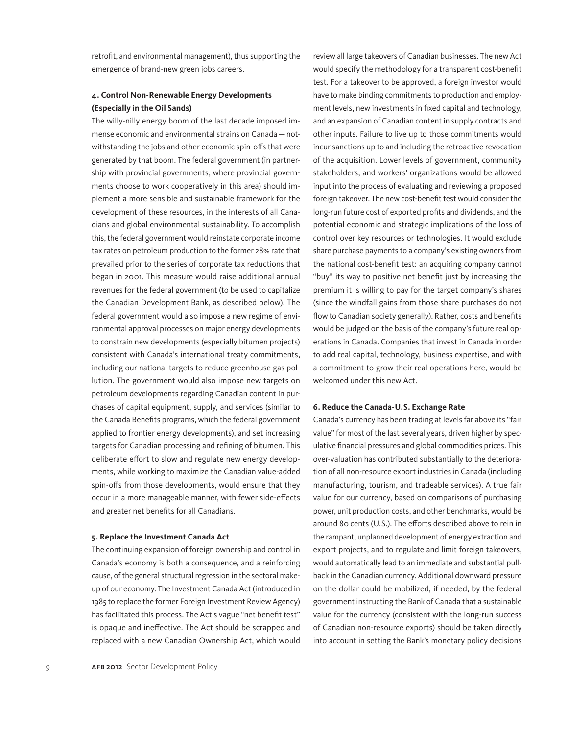retrofit, and environmental management), thus supporting the emergence of brand-new green jobs careers.

### 4. Control Non-Renewable Energy Developments (Especially in the Oil Sands)

The willy-nilly energy boom of the last decade imposed immense economic and environmental strains on Canada — notwithstanding the jobs and other economic spin-offs that were generated by that boom. The federal government (in partnership with provincial governments, where provincial governments choose to work cooperatively in this area) should implement a more sensible and sustainable framework for the development of these resources, in the interests of all Canadians and global environmental sustainability. To accomplish this, the federal government would reinstate corporate income tax rates on petroleum production to the former 28% rate that prevailed prior to the series of corporate tax reductions that began in 2001. This measure would raise additional annual revenues for the federal government (to be used to capitalize the Canadian Development Bank, as described below). The federal government would also impose a new regime of environmental approval processes on major energy developments to constrain new developments (especially bitumen projects) consistent with Canada's international treaty commitments, including our national targets to reduce greenhouse gas pollution. The government would also impose new targets on petroleum developments regarding Canadian content in purchases of capital equipment, supply, and services (similar to the Canada Benefits programs, which the federal government applied to frontier energy developments), and set increasing targets for Canadian processing and refining of bitumen. This deliberate effort to slow and regulate new energy developments, while working to maximize the Canadian value-added spin-offs from those developments, would ensure that they occur in a more manageable manner, with fewer side-effects and greater net benefits for all Canadians.

### 5. Replace the Investment Canada Act

The continuing expansion of foreign ownership and control in Canada's economy is both a consequence, and a reinforcing cause, of the general structural regression in the sectoral makeup of our economy. The Investment Canada Act (introduced in 1985 to replace the former Foreign Investment Review Agency) has facilitated this process. The Act's vague "net benefit test" is opaque and ineffective. The Act should be scrapped and replaced with a new Canadian Ownership Act, which would review all large takeovers of Canadian businesses. The new Act would specify the methodology for a transparent cost-benefit test. For a takeover to be approved, a foreign investor would have to make binding commitments to production and employment levels, new investments in fixed capital and technology, and an expansion of Canadian content in supply contracts and other inputs. Failure to live up to those commitments would incur sanctions up to and including the retroactive revocation of the acquisition. Lower levels of government, community stakeholders, and workers' organizations would be allowed input into the process of evaluating and reviewing a proposed foreign takeover. The new cost-benefit test would consider the long-run future cost of exported profits and dividends, and the potential economic and strategic implications of the loss of control over key resources or technologies. It would exclude share purchase payments to a company's existing owners from the national cost-benefit test: an acquiring company cannot "buy" its way to positive net benefit just by increasing the premium it is willing to pay for the target company's shares (since the windfall gains from those share purchases do not flow to Canadian society generally). Rather, costs and benefits would be judged on the basis of the company's future real operations in Canada. Companies that invest in Canada in order to add real capital, technology, business expertise, and with a commitment to grow their real operations here, would be welcomed under this new Act.

### 6. Reduce the Canada-U.S. Exchange Rate

Canada's currency has been trading at levels far above its "fair value" for most of the last several years, driven higher by speculative financial pressures and global commodities prices. This over-valuation has contributed substantially to the deterioration of all non-resource export industries in Canada (including manufacturing, tourism, and tradeable services). A true fair value for our currency, based on comparisons of purchasing power, unit production costs, and other benchmarks, would be around 80 cents (U.S.). The efforts described above to rein in the rampant, unplanned development of energy extraction and export projects, and to regulate and limit foreign takeovers, would automatically lead to an immediate and substantial pullback in the Canadian currency. Additional downward pressure on the dollar could be mobilized, if needed, by the federal government instructing the Bank of Canada that a sustainable value for the currency (consistent with the long-run success of Canadian non-resource exports) should be taken directly into account in setting the Bank's monetary policy decisions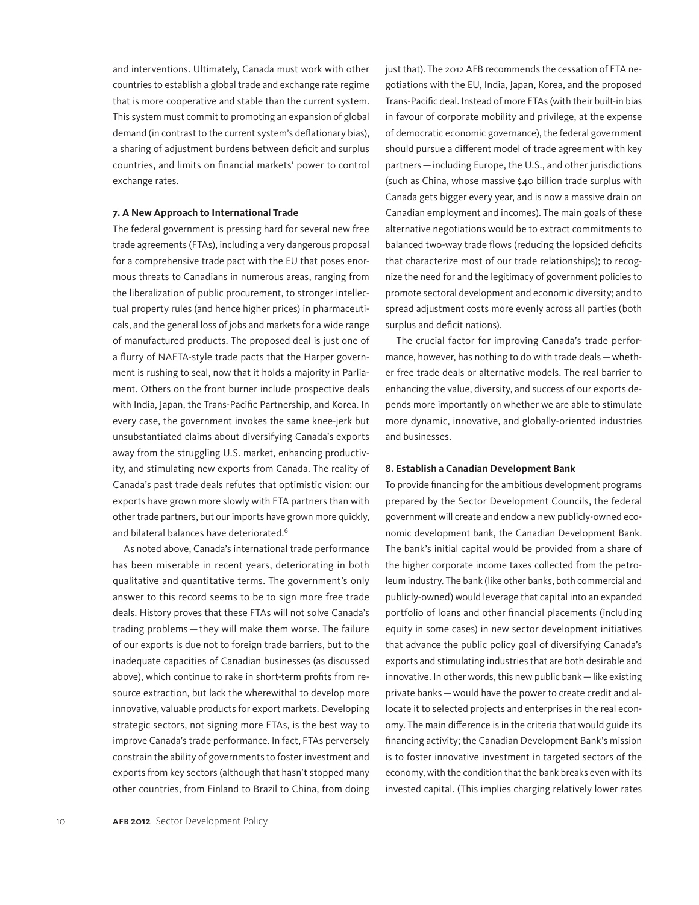and interventions. Ultimately, Canada must work with other countries to establish a global trade and exchange rate regime that is more cooperative and stable than the current system. This system must commit to promoting an expansion of global demand (in contrast to the current system's deflationary bias), a sharing of adjustment burdens between deficit and surplus countries, and limits on financial markets' power to control exchange rates.

**7. A New Approach to International Trade**

The federal government is pressing hard for several new free trade agreements (FTAs), including a very dangerous proposal for a comprehensive trade pact with the EU that poses enormous threats to Canadians in numerous areas, ranging from the liberalization of public procurement, to stronger intellectual property rules (and hence higher prices) in pharmaceuticals, and the general loss of jobs and markets for a wide range of manufactured products. The proposed deal is just one of a flurry of NAFTA-style trade pacts that the Harper government is rushing to seal, now that it holds a majority in Parliament. Others on the front burner include prospective deals with India, Japan, the Trans-Pacific Partnership, and Korea. In every case, the government invokes the same knee-jerk but unsubstantiated claims about diversifying Canada's exports away from the struggling U.S. market, enhancing productivity, and stimulating new exports from Canada. The reality of Canada's past trade deals refutes that optimistic vision: our exports have grown more slowly with FTA partners than with other trade partners, but our imports have grown more quickly, and bilateral balances have deteriorated.[6]

As noted above, Canada's international trade performance has been miserable in recent years, deteriorating in both qualitative and quantitative terms. The government's only answer to this record seems to be to sign more free trade deals. History proves that these FTAs will not solve Canada's trading problems — they will make them worse. The failure of our exports is due not to foreign trade barriers, but to the inadequate capacities of Canadian businesses (as discussed above), which continue to rake in short-term profits from resource extraction, but lack the wherewithal to develop more innovative, valuable products for export markets. Developing strategic sectors, not signing more FTAs, is the best way to improve Canada's trade performance. In fact, FTAs perversely constrain the ability of governments to foster investment and exports from key sectors (although that hasn't stopped many other countries, from Finland to Brazil to China, from doing just that). The 2012 AFB recommends the cessation of FTA negotiations with the EU, India, Japan, Korea, and the proposed Trans-Pacific deal. Instead of more FTAs (with their built-in bias in favour of corporate mobility and privilege, at the expense of democratic economic governance), the federal government should pursue a different model of trade agreement with key partners — including Europe, the U.S., and other jurisdictions (such as China, whose massive $40 billion trade surplus with Canada gets bigger every year, and is now a massive drain on Canadian employment and incomes). The main goals of these alternative negotiations would be to extract commitments to balanced two-way trade flows (reducing the lopsided deficits that characterize most of our trade relationships); to recognize the need for and the legitimacy of government policies to promote sectoral development and economic diversity; and to spread adjustment costs more evenly across all parties (both surplus and deficit nations).

The crucial factor for improving Canada's trade performance, however, has nothing to do with trade deals — whether free trade deals or alternative models. The real barrier to enhancing the value, diversity, and success of our exports depends more importantly on whether we are able to stimulate more dynamic, innovative, and globally-oriented industries and businesses.

**8. Establish a Canadian Development Bank**

To provide financing for the ambitious development programs prepared by the Sector Development Councils, the federal government will create and endow a new publicly-owned economic development bank, the Canadian Development Bank. The bank's initial capital would be provided from a share of the higher corporate income taxes collected from the petroleum industry. The bank (like other banks, both commercial and publicly-owned) would leverage that capital into an expanded portfolio of loans and other financial placements (including equity in some cases) in new sector development initiatives that advance the public policy goal of diversifying Canada's exports and stimulating industries that are both desirable and innovative. In other words, this new public bank — like existing private banks — would have the power to create credit and allocate it to selected projects and enterprises in the real economy. The main difference is in the criteria that would guide its financing activity; the Canadian Development Bank's mission is to foster innovative investment in targeted sectors of the economy, with the condition that the bank breaks even with its invested capital. (This implies charging relatively lower rates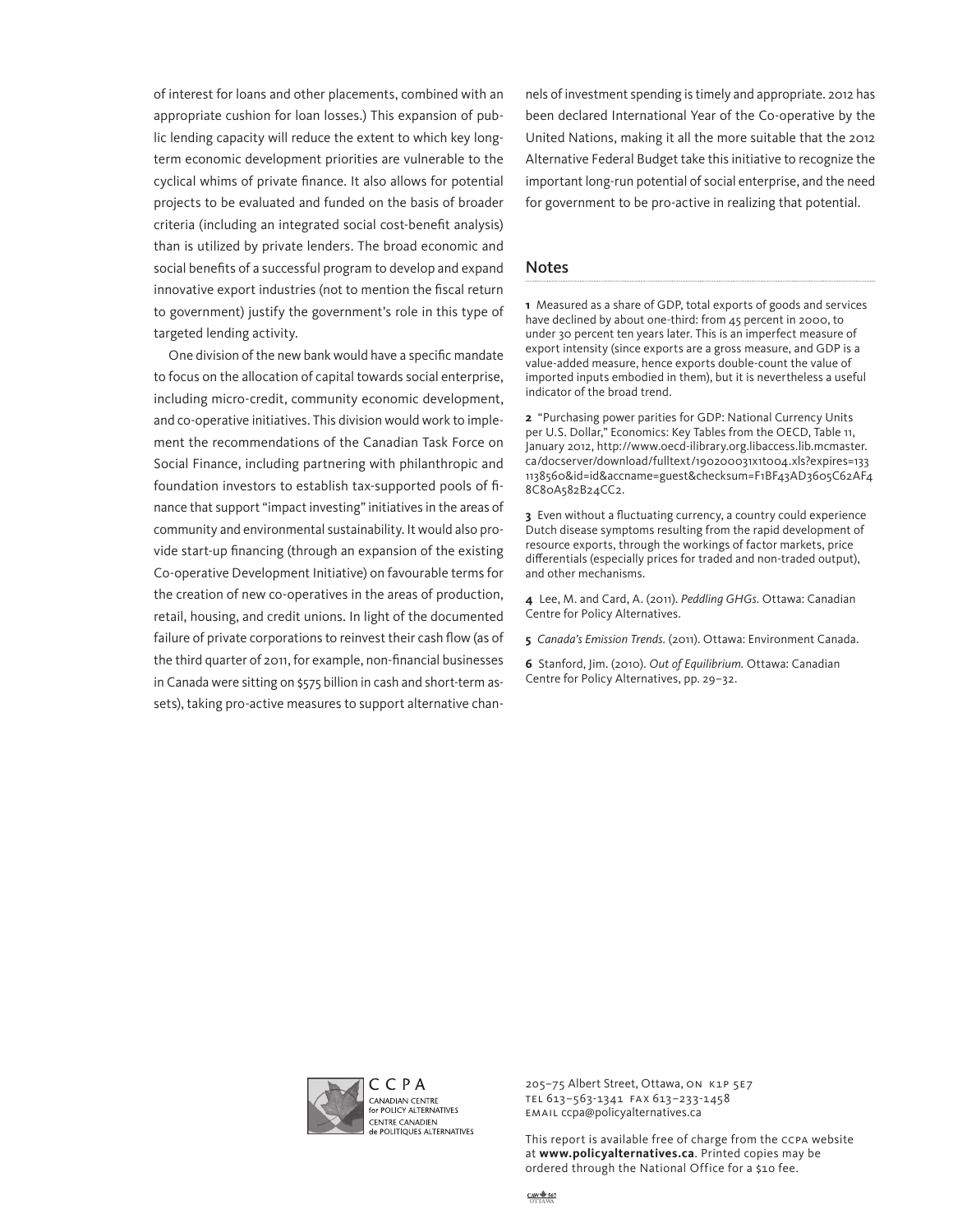of interest for loans and other placements, combined with an appropriate cushion for loan losses.) This expansion of public lending capacity will reduce the extent to which key long-term economic development priorities are vulnerable to the cyclical whims of private finance. It also allows for potential projects to be evaluated and funded on the basis of broader criteria (including an integrated social cost-benefit analysis) than is utilized by private lenders. The broad economic and social benefits of a successful program to develop and expand innovative export industries (not to mention the fiscal return to government) justify the government's role in this type of targeted lending activity.

One division of the new bank would have a specific mandate to focus on the allocation of capital towards social enterprise, including micro-credit, community economic development, and co-operative initiatives. This division would work to implement the recommendations of the Canadian Task Force on Social Finance, including partnering with philanthropic and foundation investors to establish tax-supported pools of finance that support "impact investing" initiatives in the areas of community and environmental sustainability. It would also provide start-up financing (through an expansion of the existing Co-operative Development Initiative) on favourable terms for the creation of new co-operatives in the areas of production, retail, housing, and credit unions. In light of the documented failure of private corporations to reinvest their cash flow (as of the third quarter of 2011, for example, non-financial businesses in Canada were sitting on $575 billion in cash and short-term assets), taking pro-active measures to support alternative channels of investment spending is timely and appropriate. 2012 has been declared International Year of the Co-operative by the United Nations, making it all the more suitable that the 2012 Alternative Federal Budget take this initiative to recognize the important long-run potential of social enterprise, and the need for government to be pro-active in realizing that potential.

## Notes

**1** Measured as a share of GDP, total exports of goods and services have declined by about one-third: from 45 percent in 2000, to under 30 percent ten years later. This is an imperfect measure of export intensity (since exports are a gross measure, and GDP is a value-added measure, hence exports double-count the value of imported inputs embodied in them), but it is nevertheless a useful indicator of the broad trend.

**2** "Purchasing power parities for GDP: National Currency Units per U.S. Dollar," Economics: Key Tables from the OECD, Table 11, January 2012, http://www.oecd-ilibrary.org.libaccess.lib.mcmaster.ca/docserver/download/fulltext/190200031x1t004.xls?expires=1331138560&id=id&accname=guest&checksum=F1BF43AD3605C62AF48C80A582B24CC2.

**3** Even without a fluctuating currency, a country could experience Dutch disease symptoms resulting from the rapid development of resource exports, through the workings of factor markets, price differentials (especially prices for traded and non-traded output), and other mechanisms.

**4** Lee, M. and Card, A. (2011). *Peddling GHGs*. Ottawa: Canadian Centre for Policy Alternatives.

**5** *Canada's Emission Trends*. (2011). Ottawa: Environment Canada.

**6** Stanford, Jim. (2010). *Out of Equilibrium*. Ottawa: Canadian Centre for Policy Alternatives, pp. 29–32.

CCPA
CANADIAN CENTRE for POLICY ALTERNATIVES
CENTRE CANADIEN de POLITIQUES ALTERNATIVES

205–75 Albert Street, Ottawa, ON K1P 5E7
TEL 613–563-1341 FAX 613–233-1458
EMAIL ccpa@policyalternatives.ca

This report is available free of charge from the CCPA website at **www.policyalternatives.ca**. Printed copies may be ordered through the National Office for a $10 fee.